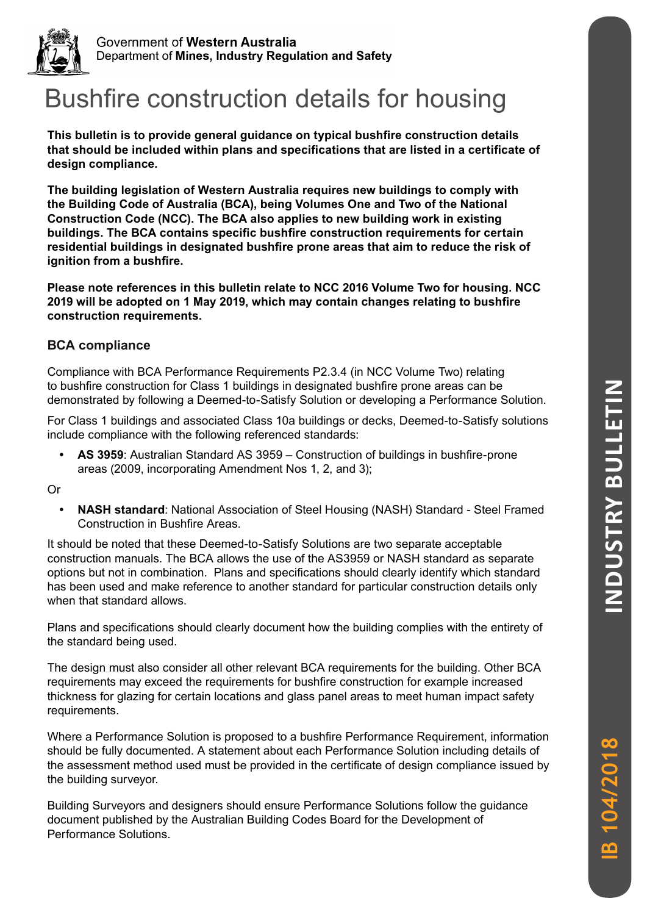Government of **Western Australia**
Department of **Mines, Industry Regulation and Safety**

# Bushfire construction details for housing

**This bulletin is to provide general guidance on typical bushfire construction details that should be included within plans and specifications that are listed in a certificate of design compliance.**

**The building legislation of Western Australia requires new buildings to comply with the Building Code of Australia (BCA), being Volumes One and Two of the National Construction Code (NCC). The BCA also applies to new building work in existing buildings. The BCA contains specific bushfire construction requirements for certain residential buildings in designated bushfire prone areas that aim to reduce the risk of ignition from a bushfire.**

**Please note references in this bulletin relate to NCC 2016 Volume Two for housing. NCC 2019 will be adopted on 1 May 2019, which may contain changes relating to bushfire construction requirements.**

## BCA compliance

Compliance with BCA Performance Requirements P2.3.4 (in NCC Volume Two) relating to bushfire construction for Class 1 buildings in designated bushfire prone areas can be demonstrated by following a Deemed-to-Satisfy Solution or developing a Performance Solution.

For Class 1 buildings and associated Class 10a buildings or decks, Deemed-to-Satisfy solutions include compliance with the following referenced standards:

- **AS 3959**: Australian Standard AS 3959 – Construction of buildings in bushfire-prone areas (2009, incorporating Amendment Nos 1, 2, and 3);

Or

- **NASH standard**: National Association of Steel Housing (NASH) Standard - Steel Framed Construction in Bushfire Areas.

It should be noted that these Deemed-to-Satisfy Solutions are two separate acceptable construction manuals. The BCA allows the use of the AS3959 or NASH standard as separate options but not in combination. Plans and specifications should clearly identify which standard has been used and make reference to another standard for particular construction details only when that standard allows.

Plans and specifications should clearly document how the building complies with the entirety of the standard being used.

The design must also consider all other relevant BCA requirements for the building. Other BCA requirements may exceed the requirements for bushfire construction for example increased thickness for glazing for certain locations and glass panel areas to meet human impact safety requirements.

Where a Performance Solution is proposed to a bushfire Performance Requirement, information should be fully documented. A statement about each Performance Solution including details of the assessment method used must be provided in the certificate of design compliance issued by the building surveyor.

Building Surveyors and designers should ensure Performance Solutions follow the guidance document published by the Australian Building Codes Board for the Development of Performance Solutions.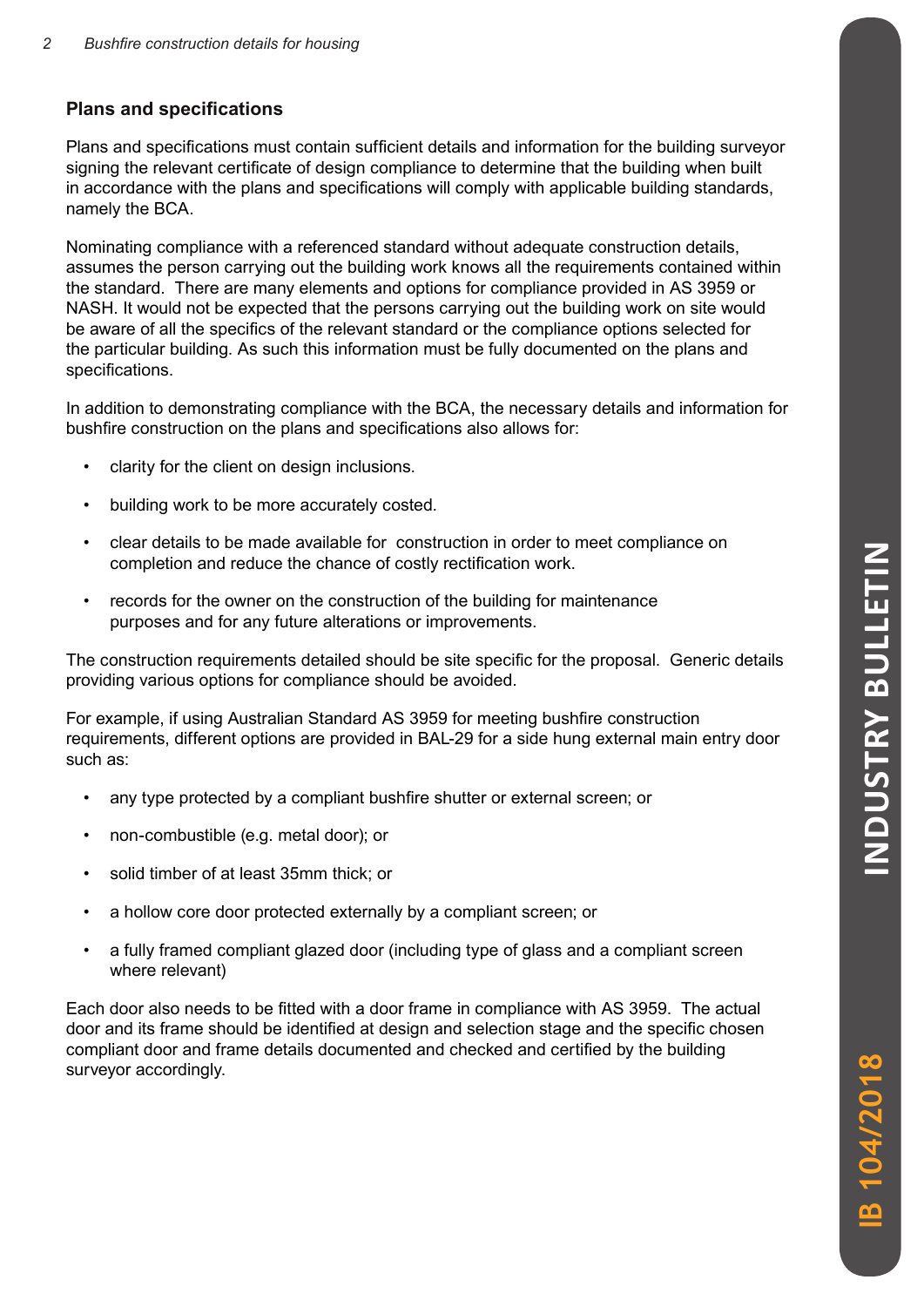## Plans and specifications

Plans and specifications must contain sufficient details and information for the building surveyor signing the relevant certificate of design compliance to determine that the building when built in accordance with the plans and specifications will comply with applicable building standards, namely the BCA.

Nominating compliance with a referenced standard without adequate construction details, assumes the person carrying out the building work knows all the requirements contained within the standard. There are many elements and options for compliance provided in AS 3959 or NASH. It would not be expected that the persons carrying out the building work on site would be aware of all the specifics of the relevant standard or the compliance options selected for the particular building. As such this information must be fully documented on the plans and specifications.

In addition to demonstrating compliance with the BCA, the necessary details and information for bushfire construction on the plans and specifications also allows for:

- clarity for the client on design inclusions.
- building work to be more accurately costed.
- clear details to be made available for construction in order to meet compliance on completion and reduce the chance of costly rectification work.
- records for the owner on the construction of the building for maintenance purposes and for any future alterations or improvements.

The construction requirements detailed should be site specific for the proposal. Generic details providing various options for compliance should be avoided.

For example, if using Australian Standard AS 3959 for meeting bushfire construction requirements, different options are provided in BAL-29 for a side hung external main entry door such as:

- any type protected by a compliant bushfire shutter or external screen; or
- non-combustible (e.g. metal door); or
- solid timber of at least 35mm thick; or
- a hollow core door protected externally by a compliant screen; or
- a fully framed compliant glazed door (including type of glass and a compliant screen where relevant)

Each door also needs to be fitted with a door frame in compliance with AS 3959. The actual door and its frame should be identified at design and selection stage and the specific chosen compliant door and frame details documented and checked and certified by the building surveyor accordingly.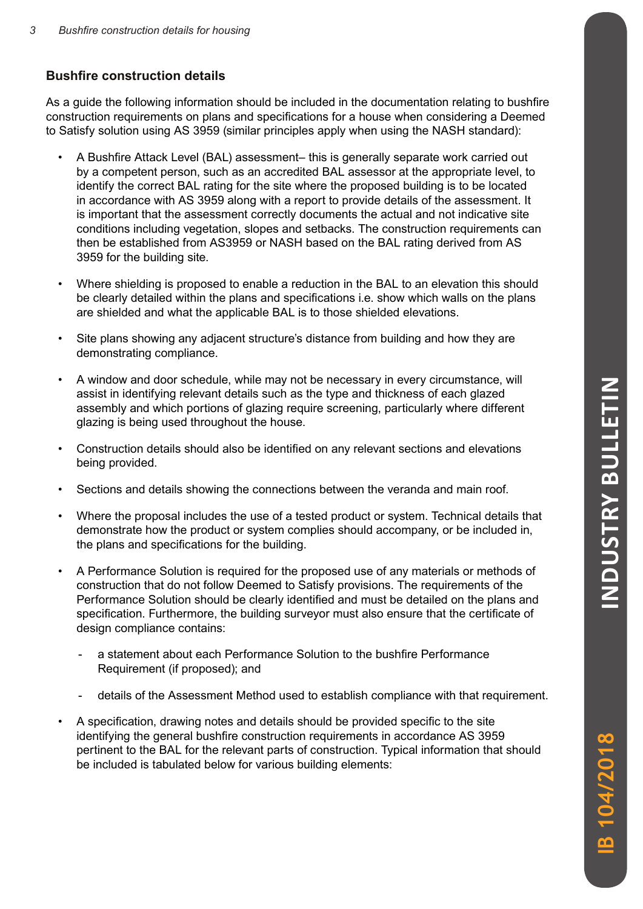## Bushfire construction details

As a guide the following information should be included in the documentation relating to bushfire construction requirements on plans and specifications for a house when considering a Deemed to Satisfy solution using AS 3959 (similar principles apply when using the NASH standard):

- A Bushfire Attack Level (BAL) assessment– this is generally separate work carried out by a competent person, such as an accredited BAL assessor at the appropriate level, to identify the correct BAL rating for the site where the proposed building is to be located in accordance with AS 3959 along with a report to provide details of the assessment. It is important that the assessment correctly documents the actual and not indicative site conditions including vegetation, slopes and setbacks. The construction requirements can then be established from AS3959 or NASH based on the BAL rating derived from AS 3959 for the building site.
- Where shielding is proposed to enable a reduction in the BAL to an elevation this should be clearly detailed within the plans and specifications i.e. show which walls on the plans are shielded and what the applicable BAL is to those shielded elevations.
- Site plans showing any adjacent structure's distance from building and how they are demonstrating compliance.
- A window and door schedule, while may not be necessary in every circumstance, will assist in identifying relevant details such as the type and thickness of each glazed assembly and which portions of glazing require screening, particularly where different glazing is being used throughout the house.
- Construction details should also be identified on any relevant sections and elevations being provided.
- Sections and details showing the connections between the veranda and main roof.
- Where the proposal includes the use of a tested product or system. Technical details that demonstrate how the product or system complies should accompany, or be included in, the plans and specifications for the building.
- A Performance Solution is required for the proposed use of any materials or methods of construction that do not follow Deemed to Satisfy provisions. The requirements of the Performance Solution should be clearly identified and must be detailed on the plans and specification. Furthermore, the building surveyor must also ensure that the certificate of design compliance contains:
  - a statement about each Performance Solution to the bushfire Performance Requirement (if proposed); and
  - details of the Assessment Method used to establish compliance with that requirement.
- A specification, drawing notes and details should be provided specific to the site identifying the general bushfire construction requirements in accordance AS 3959 pertinent to the BAL for the relevant parts of construction. Typical information that should be included is tabulated below for various building elements: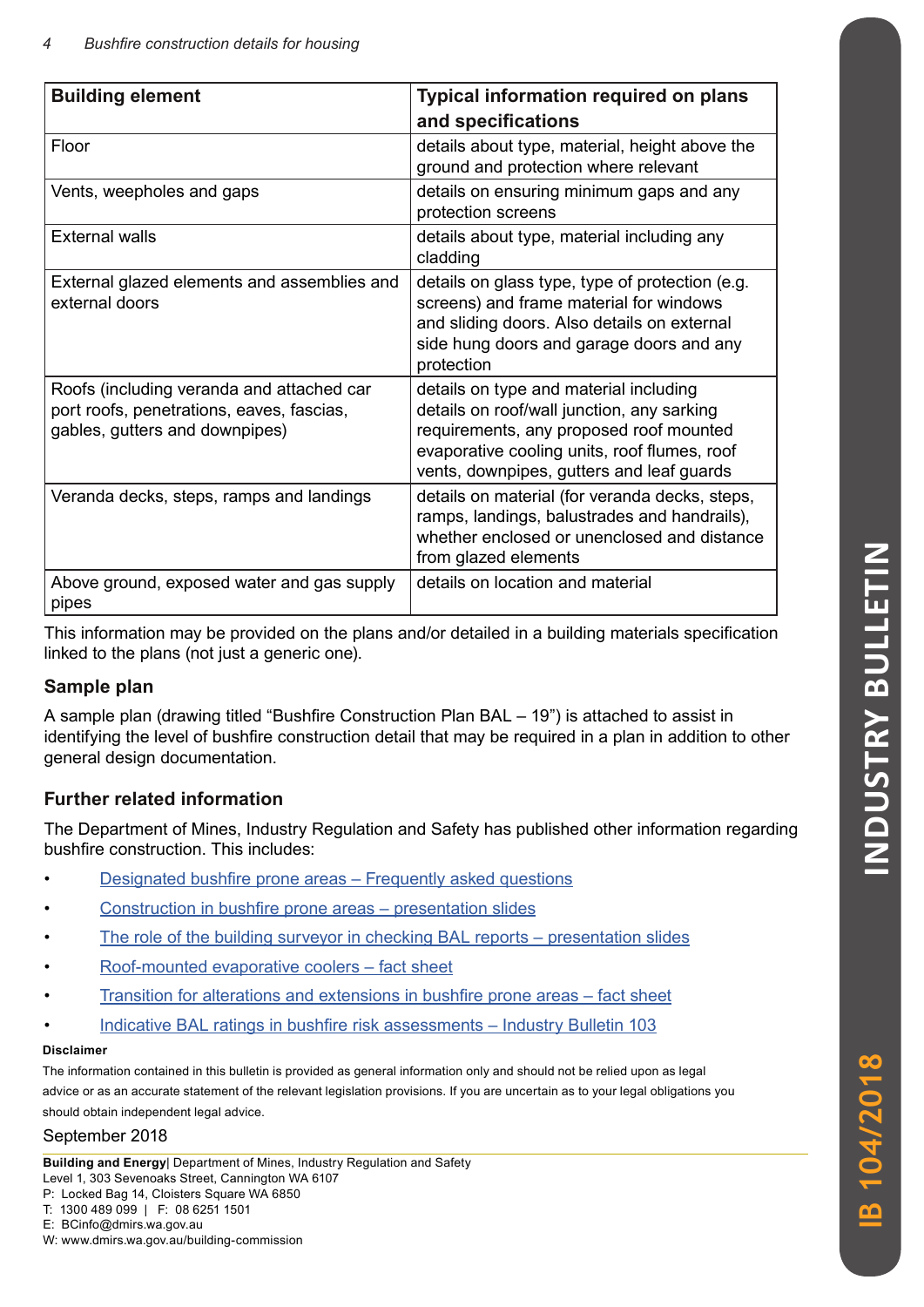| Building element | Typical information required on plans and specifications |
|---|---|
| Floor | details about type, material, height above the ground and protection where relevant |
| Vents, weepholes and gaps | details on ensuring minimum gaps and any protection screens |
| External walls | details about type, material including any cladding |
| External glazed elements and assemblies and external doors | details on glass type, type of protection (e.g. screens) and frame material for windows and sliding doors. Also details on external side hung doors and garage doors and any protection |
| Roofs (including veranda and attached car port roofs, penetrations, eaves, fascias, gables, gutters and downpipes) | details on type and material including details on roof/wall junction, any sarking requirements, any proposed roof mounted evaporative cooling units, roof flumes, roof vents, downpipes, gutters and leaf guards |
| Veranda decks, steps, ramps and landings | details on material (for veranda decks, steps, ramps, landings, balustrades and handrails), whether enclosed or unenclosed and distance from glazed elements |
| Above ground, exposed water and gas supply pipes | details on location and material |

This information may be provided on the plans and/or detailed in a building materials specification linked to the plans (not just a generic one).

## Sample plan

A sample plan (drawing titled "Bushfire Construction Plan BAL – 19") is attached to assist in identifying the level of bushfire construction detail that may be required in a plan in addition to other general design documentation.

## Further related information

The Department of Mines, Industry Regulation and Safety has published other information regarding bushfire construction. This includes:

- Designated bushfire prone areas – Frequently asked questions
- Construction in bushfire prone areas – presentation slides
- The role of the building surveyor in checking BAL reports – presentation slides
- Roof-mounted evaporative coolers – fact sheet
- Transition for alterations and extensions in bushfire prone areas – fact sheet
- Indicative BAL ratings in bushfire risk assessments – Industry Bulletin 103

**Disclaimer**

The information contained in this bulletin is provided as general information only and should not be relied upon as legal advice or as an accurate statement of the relevant legislation provisions. If you are uncertain as to your legal obligations you should obtain independent legal advice.

September 2018

**Building and Energy**| Department of Mines, Industry Regulation and Safety
Level 1, 303 Sevenoaks Street, Cannington WA 6107
P: Locked Bag 14, Cloisters Square WA 6850
T: 1300 489 099 | F: 08 6251 1501
E: BCinfo@dmirs.wa.gov.au
W: www.dmirs.wa.gov.au/building-commission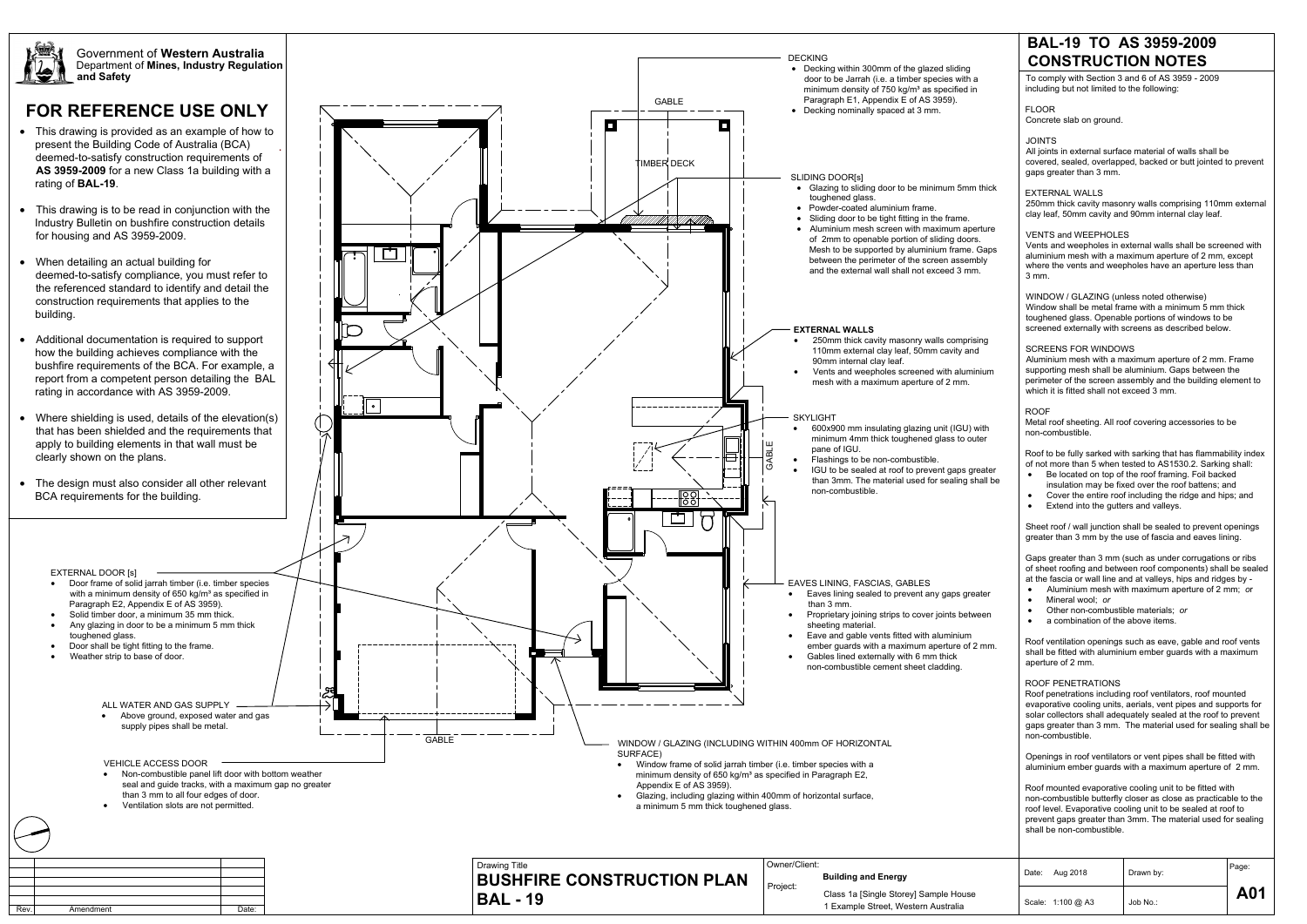Government of **Western Australia**
Department of **Mines, Industry Regulation and Safety**

# FOR REFERENCE USE ONLY

- This drawing is provided as an example of how to present the Building Code of Australia (BCA) deemed-to-satisfy construction requirements of **AS 3959-2009** for a new Class 1a building with a rating of **BAL-19**.
- This drawing is to be read in conjunction with the Industry Bulletin on bushfire construction details for housing and AS 3959-2009.
- When detailing an actual building for deemed-to-satisfy compliance, you must refer to the referenced standard to identify and detail the construction requirements that applies to the building.
- Additional documentation is required to support how the building achieves compliance with the bushfire requirements of the BCA. For example, a report from a competent person detailing the BAL rating in accordance with AS 3959-2009.
- Where shielding is used, details of the elevation(s) that has been shielded and the requirements that apply to building elements in that wall must be clearly shown on the plans.
- The design must also consider all other relevant BCA requirements for the building.

EXTERNAL DOOR [s]
- Door frame of solid jarrah timber (i.e. timber species with a minimum density of 650 kg/m³ as specified in Paragraph E2, Appendix E of AS 3959).
- Solid timber door, a minimum 35 mm thick.
- Any glazing in door to be a minimum 5 mm thick toughened glass.
- Door shall be tight fitting to the frame.
- Weather strip to base of door.

ALL WATER AND GAS SUPPLY
- Above ground, exposed water and gas supply pipes shall be metal.

VEHICLE ACCESS DOOR
- Non-combustible panel lift door with bottom weather seal and guide tracks, with a maximum gap no greater than 3 mm to all four edges of door.
- Ventilation slots are not permitted.

GABLE

TIMBER DECK

GABLE

GABLE

DECKING
- Decking within 300mm of the glazed sliding door to be Jarrah (i.e. a timber species with a minimum density of 750 kg/m³ as specified in Paragraph E1, Appendix E of AS 3959).
- Decking nominally spaced at 3 mm.

SLIDING DOOR[s]
- Glazing to sliding door to be minimum 5mm thick toughened glass.
- Powder-coated aluminium frame.
- Sliding door to be tight fitting in the frame.
- Aluminium mesh screen with maximum aperture of 2mm to openable portion of sliding doors. Mesh to be supported by aluminium frame. Gaps between the perimeter of the screen assembly and the external wall shall not exceed 3 mm.

**EXTERNAL WALLS**
- 250mm thick cavity masonry walls comprising 110mm external clay leaf, 50mm cavity and 90mm internal clay leaf.
- Vents and weepholes screened with aluminium mesh with a maximum aperture of 2 mm.

SKYLIGHT
- 600x900 mm insulating glazing unit (IGU) with minimum 4mm thick toughened glass to outer pane of IGU.
- Flashings to be non-combustible.
- IGU to be sealed at roof to prevent gaps greater than 3mm. The material used for sealing shall be non-combustible.

EAVES LINING, FASCIAS, GABLES
- Eaves lining sealed to prevent any gaps greater than 3 mm.
- Proprietary joining strips to cover joints between sheeting material.
- Eave and gable vents fitted with aluminium ember guards with a maximum aperture of 2 mm.
- Gables lined externally with 6 mm thick non-combustible cement sheet cladding.

WINDOW / GLAZING (INCLUDING WITHIN 400mm OF HORIZONTAL SURFACE)
- Window frame of solid jarrah timber (i.e. timber species with a minimum density of 650 kg/m³ as specified in Paragraph E2, Appendix E of AS 3959).
- Glazing, including glazing within 400mm of horizontal surface, a minimum 5 mm thick toughened glass.

## BAL-19 TO AS 3959-2009 CONSTRUCTION NOTES

To comply with Section 3 and 6 of AS 3959 - 2009 including but not limited to the following:

FLOOR
Concrete slab on ground.

JOINTS
All joints in external surface material of walls shall be covered, sealed, overlapped, backed or butt jointed to prevent gaps greater than 3 mm.

EXTERNAL WALLS
250mm thick cavity masonry walls comprising 110mm external clay leaf, 50mm cavity and 90mm internal clay leaf.

VENTS and WEEPHOLES
Vents and weepholes in external walls shall be screened with aluminium mesh with a maximum aperture of 2 mm, except where the vents and weepholes have an aperture less than 3 mm.

WINDOW / GLAZING (unless noted otherwise)
Window shall be metal frame with a minimum 5 mm thick toughened glass. Openable portions of windows to be screened externally with screens as described below.

SCREENS FOR WINDOWS
Aluminium mesh with a maximum aperture of 2 mm. Frame supporting mesh shall be aluminium. Gaps between the perimeter of the screen assembly and the building element to which it is fitted shall not exceed 3 mm.

ROOF
Metal roof sheeting. All roof covering accessories to be non-combustible.

Roof to be fully sarked with sarking that has flammability index of not more than 5 when tested to AS1530.2. Sarking shall:
- Be located on top of the roof framing. Foil backed insulation may be fixed over the roof battens; and
- Cover the entire roof including the ridge and hips; and
- Extend into the gutters and valleys.

Sheet roof / wall junction shall be sealed to prevent openings greater than 3 mm by the use of fascia and eaves lining.

Gaps greater than 3 mm (such as under corrugations or ribs of sheet roofing and between roof components) shall be sealed at the fascia or wall line and at valleys, hips and ridges by -
- Aluminium mesh with maximum aperture of 2 mm; *or*
- Mineral wool; *or*
- Other non-combustible materials; *or*
- a combination of the above items.

Roof ventilation openings such as eave, gable and roof vents shall be fitted with aluminium ember guards with a maximum aperture of 2 mm.

ROOF PENETRATIONS
Roof penetrations including roof ventilators, roof mounted evaporative cooling units, aerials, vent pipes and supports for solar collectors shall adequately sealed at the roof to prevent gaps greater than 3 mm. The material used for sealing shall be non-combustible.

Openings in roof ventilators or vent pipes shall be fitted with aluminium ember guards with a maximum aperture of 2 mm.

Roof mounted evaporative cooling unit to be fitted with non-combustible butterfly closer as close as practicable to the roof level. Evaporative cooling unit to be sealed at roof to prevent gaps greater than 3mm. The material used for sealing shall be non-combustible.

| Rev. | Amendment | Date: |
|---|---|---|
| | | |

Drawing Title
**BUSHFIRE CONSTRUCTION PLAN BAL - 19**

Owner/Client: **Building and Energy**
Project: Class 1a [Single Storey] Sample House, 1 Example Street, Western Australia

Date: Aug 2018 | Drawn by: | Page: **A01**
Scale: 1:100 @ A3 | Job No.: